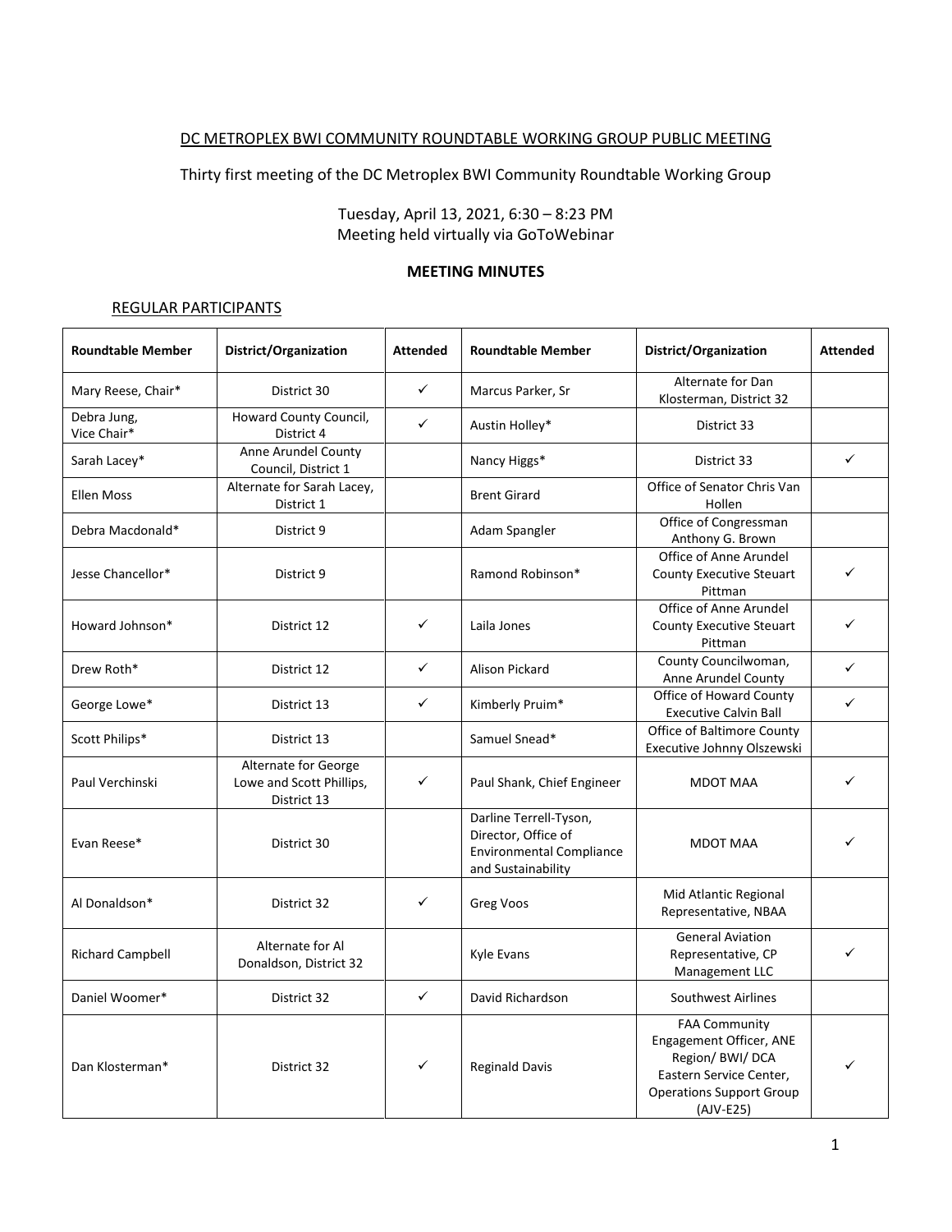DC METROPLEX BWI COMMUNITY ROUNDTABLE WORKING GROUP PUBLIC MEETING

Thirty first meeting of the DC Metroplex BWI Community Roundtable Working Group

Tuesday, April 13, 2021, 6:30 – 8:23 PM
Meeting held virtually via GoToWebinar

**MEETING MINUTES**

REGULAR PARTICIPANTS

| Roundtable Member | District/Organization | Attended | Roundtable Member | District/Organization | Attended |
|---|---|---|---|---|---|
| Mary Reese, Chair* | District 30 | ✓ | Marcus Parker, Sr | Alternate for Dan Klosterman, District 32 | |
| Debra Jung, Vice Chair* | Howard County Council, District 4 | ✓ | Austin Holley* | District 33 | |
| Sarah Lacey* | Anne Arundel County Council, District 1 | | Nancy Higgs* | District 33 | ✓ |
| Ellen Moss | Alternate for Sarah Lacey, District 1 | | Brent Girard | Office of Senator Chris Van Hollen | |
| Debra Macdonald* | District 9 | | Adam Spangler | Office of Congressman Anthony G. Brown | |
| Jesse Chancellor* | District 9 | | Ramond Robinson* | Office of Anne Arundel County Executive Steuart Pittman | ✓ |
| Howard Johnson* | District 12 | ✓ | Laila Jones | Office of Anne Arundel County Executive Steuart Pittman | ✓ |
| Drew Roth* | District 12 | ✓ | Alison Pickard | County Councilwoman, Anne Arundel County | ✓ |
| George Lowe* | District 13 | ✓ | Kimberly Pruim* | Office of Howard County Executive Calvin Ball | ✓ |
| Scott Philips* | District 13 | | Samuel Snead* | Office of Baltimore County Executive Johnny Olszewski | |
| Paul Verchinski | Alternate for George Lowe and Scott Phillips, District 13 | ✓ | Paul Shank, Chief Engineer | MDOT MAA | ✓ |
| Evan Reese* | District 30 | | Darline Terrell-Tyson, Director, Office of Environmental Compliance and Sustainability | MDOT MAA | ✓ |
| Al Donaldson* | District 32 | ✓ | Greg Voos | Mid Atlantic Regional Representative, NBAA | |
| Richard Campbell | Alternate for Al Donaldson, District 32 | | Kyle Evans | General Aviation Representative, CP Management LLC | ✓ |
| Daniel Woomer* | District 32 | ✓ | David Richardson | Southwest Airlines | |
| Dan Klosterman* | District 32 | ✓ | Reginald Davis | FAA Community Engagement Officer, ANE Region/ BWI/ DCA Eastern Service Center, Operations Support Group (AJV-E25) | ✓ |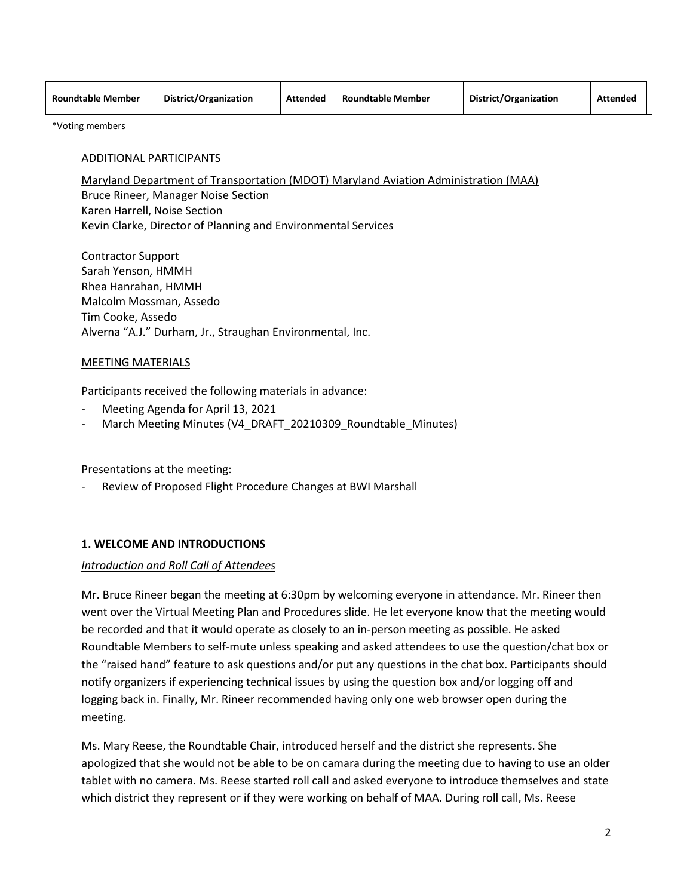| Roundtable Member | District/Organization | Attended | Roundtable Member | District/Organization | Attended |
|---|---|---|---|---|---|

*Voting members

ADDITIONAL PARTICIPANTS

Maryland Department of Transportation (MDOT) Maryland Aviation Administration (MAA)
Bruce Rineer, Manager Noise Section
Karen Harrell, Noise Section
Kevin Clarke, Director of Planning and Environmental Services

Contractor Support
Sarah Yenson, HMMH
Rhea Hanrahan, HMMH
Malcolm Mossman, Assedo
Tim Cooke, Assedo
Alverna "A.J." Durham, Jr., Straughan Environmental, Inc.

MEETING MATERIALS

Participants received the following materials in advance:

- Meeting Agenda for April 13, 2021
- March Meeting Minutes (V4_DRAFT_20210309_Roundtable_Minutes)

Presentations at the meeting:

- Review of Proposed Flight Procedure Changes at BWI Marshall

## 1. WELCOME AND INTRODUCTIONS

*Introduction and Roll Call of Attendees*

Mr. Bruce Rineer began the meeting at 6:30pm by welcoming everyone in attendance. Mr. Rineer then went over the Virtual Meeting Plan and Procedures slide. He let everyone know that the meeting would be recorded and that it would operate as closely to an in-person meeting as possible. He asked Roundtable Members to self-mute unless speaking and asked attendees to use the question/chat box or the "raised hand" feature to ask questions and/or put any questions in the chat box. Participants should notify organizers if experiencing technical issues by using the question box and/or logging off and logging back in. Finally, Mr. Rineer recommended having only one web browser open during the meeting.

Ms. Mary Reese, the Roundtable Chair, introduced herself and the district she represents. She apologized that she would not be able to be on camara during the meeting due to having to use an older tablet with no camera. Ms. Reese started roll call and asked everyone to introduce themselves and state which district they represent or if they were working on behalf of MAA. During roll call, Ms. Reese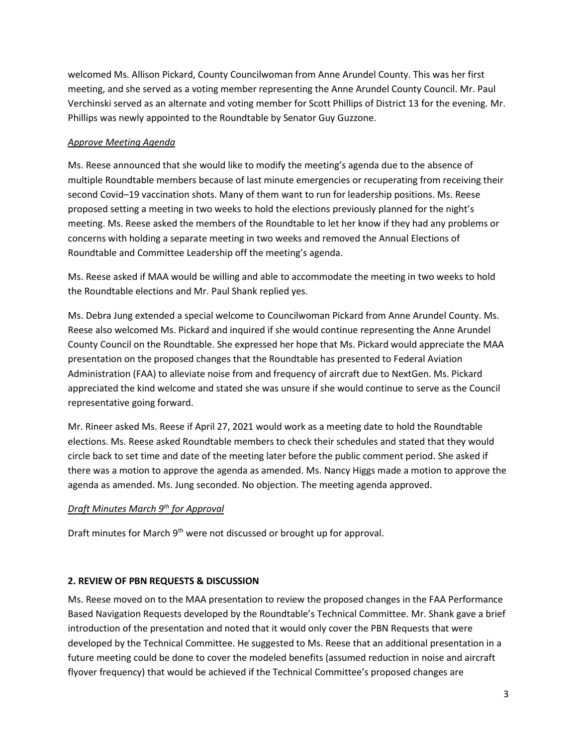welcomed Ms. Allison Pickard, County Councilwoman from Anne Arundel County. This was her first meeting, and she served as a voting member representing the Anne Arundel County Council. Mr. Paul Verchinski served as an alternate and voting member for Scott Phillips of District 13 for the evening. Mr. Phillips was newly appointed to the Roundtable by Senator Guy Guzzone.

*Approve Meeting Agenda*

Ms. Reese announced that she would like to modify the meeting's agenda due to the absence of multiple Roundtable members because of last minute emergencies or recuperating from receiving their second Covid–19 vaccination shots. Many of them want to run for leadership positions. Ms. Reese proposed setting a meeting in two weeks to hold the elections previously planned for the night's meeting. Ms. Reese asked the members of the Roundtable to let her know if they had any problems or concerns with holding a separate meeting in two weeks and removed the Annual Elections of Roundtable and Committee Leadership off the meeting's agenda.

Ms. Reese asked if MAA would be willing and able to accommodate the meeting in two weeks to hold the Roundtable elections and Mr. Paul Shank replied yes.

Ms. Debra Jung extended a special welcome to Councilwoman Pickard from Anne Arundel County. Ms. Reese also welcomed Ms. Pickard and inquired if she would continue representing the Anne Arundel County Council on the Roundtable. She expressed her hope that Ms. Pickard would appreciate the MAA presentation on the proposed changes that the Roundtable has presented to Federal Aviation Administration (FAA) to alleviate noise from and frequency of aircraft due to NextGen. Ms. Pickard appreciated the kind welcome and stated she was unsure if she would continue to serve as the Council representative going forward.

Mr. Rineer asked Ms. Reese if April 27, 2021 would work as a meeting date to hold the Roundtable elections. Ms. Reese asked Roundtable members to check their schedules and stated that they would circle back to set time and date of the meeting later before the public comment period. She asked if there was a motion to approve the agenda as amended. Ms. Nancy Higgs made a motion to approve the agenda as amended. Ms. Jung seconded. No objection. The meeting agenda approved.

*Draft Minutes March 9th for Approval*

Draft minutes for March 9th were not discussed or brought up for approval.

**2. REVIEW OF PBN REQUESTS & DISCUSSION**

Ms. Reese moved on to the MAA presentation to review the proposed changes in the FAA Performance Based Navigation Requests developed by the Roundtable's Technical Committee. Mr. Shank gave a brief introduction of the presentation and noted that it would only cover the PBN Requests that were developed by the Technical Committee. He suggested to Ms. Reese that an additional presentation in a future meeting could be done to cover the modeled benefits (assumed reduction in noise and aircraft flyover frequency) that would be achieved if the Technical Committee's proposed changes are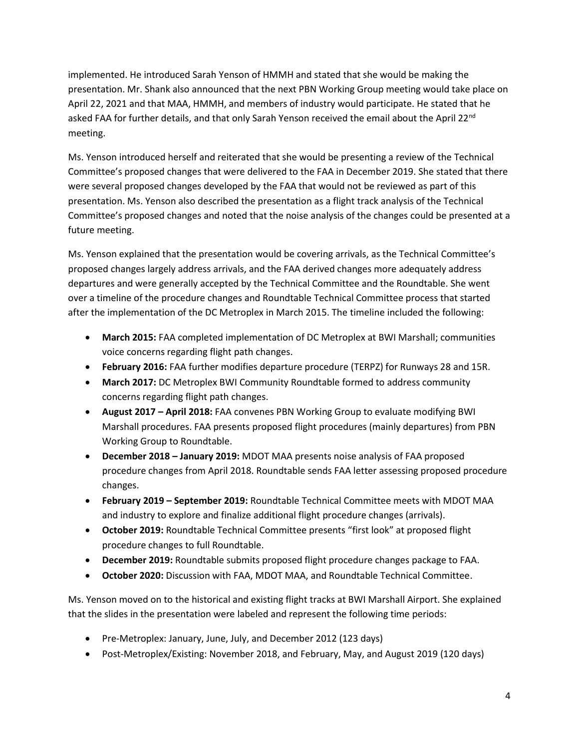implemented. He introduced Sarah Yenson of HMMH and stated that she would be making the presentation. Mr. Shank also announced that the next PBN Working Group meeting would take place on April 22, 2021 and that MAA, HMMH, and members of industry would participate. He stated that he asked FAA for further details, and that only Sarah Yenson received the email about the April 22nd meeting.

Ms. Yenson introduced herself and reiterated that she would be presenting a review of the Technical Committee's proposed changes that were delivered to the FAA in December 2019. She stated that there were several proposed changes developed by the FAA that would not be reviewed as part of this presentation. Ms. Yenson also described the presentation as a flight track analysis of the Technical Committee's proposed changes and noted that the noise analysis of the changes could be presented at a future meeting.

Ms. Yenson explained that the presentation would be covering arrivals, as the Technical Committee's proposed changes largely address arrivals, and the FAA derived changes more adequately address departures and were generally accepted by the Technical Committee and the Roundtable. She went over a timeline of the procedure changes and Roundtable Technical Committee process that started after the implementation of the DC Metroplex in March 2015. The timeline included the following:

- **March 2015:** FAA completed implementation of DC Metroplex at BWI Marshall; communities voice concerns regarding flight path changes.
- **February 2016:** FAA further modifies departure procedure (TERPZ) for Runways 28 and 15R.
- **March 2017:** DC Metroplex BWI Community Roundtable formed to address community concerns regarding flight path changes.
- **August 2017 – April 2018:** FAA convenes PBN Working Group to evaluate modifying BWI Marshall procedures. FAA presents proposed flight procedures (mainly departures) from PBN Working Group to Roundtable.
- **December 2018 – January 2019:** MDOT MAA presents noise analysis of FAA proposed procedure changes from April 2018. Roundtable sends FAA letter assessing proposed procedure changes.
- **February 2019 – September 2019:** Roundtable Technical Committee meets with MDOT MAA and industry to explore and finalize additional flight procedure changes (arrivals).
- **October 2019:** Roundtable Technical Committee presents "first look" at proposed flight procedure changes to full Roundtable.
- **December 2019:** Roundtable submits proposed flight procedure changes package to FAA.
- **October 2020:** Discussion with FAA, MDOT MAA, and Roundtable Technical Committee.

Ms. Yenson moved on to the historical and existing flight tracks at BWI Marshall Airport. She explained that the slides in the presentation were labeled and represent the following time periods:

- Pre-Metroplex: January, June, July, and December 2012 (123 days)
- Post-Metroplex/Existing: November 2018, and February, May, and August 2019 (120 days)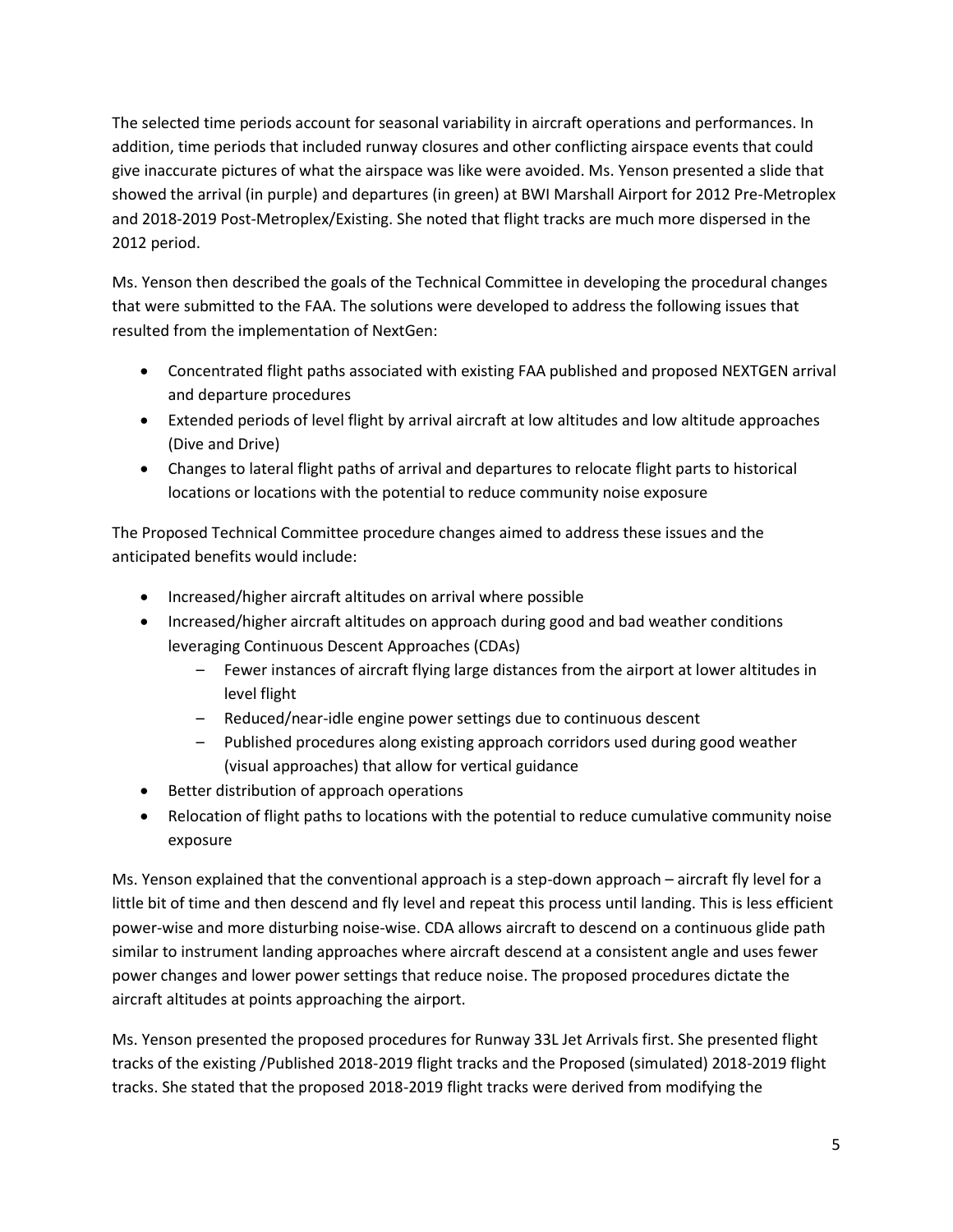The selected time periods account for seasonal variability in aircraft operations and performances. In addition, time periods that included runway closures and other conflicting airspace events that could give inaccurate pictures of what the airspace was like were avoided. Ms. Yenson presented a slide that showed the arrival (in purple) and departures (in green) at BWI Marshall Airport for 2012 Pre-Metroplex and 2018-2019 Post-Metroplex/Existing. She noted that flight tracks are much more dispersed in the 2012 period.

Ms. Yenson then described the goals of the Technical Committee in developing the procedural changes that were submitted to the FAA. The solutions were developed to address the following issues that resulted from the implementation of NextGen:

- Concentrated flight paths associated with existing FAA published and proposed NEXTGEN arrival and departure procedures
- Extended periods of level flight by arrival aircraft at low altitudes and low altitude approaches (Dive and Drive)
- Changes to lateral flight paths of arrival and departures to relocate flight parts to historical locations or locations with the potential to reduce community noise exposure

The Proposed Technical Committee procedure changes aimed to address these issues and the anticipated benefits would include:

- Increased/higher aircraft altitudes on arrival where possible
- Increased/higher aircraft altitudes on approach during good and bad weather conditions leveraging Continuous Descent Approaches (CDAs)
  - Fewer instances of aircraft flying large distances from the airport at lower altitudes in level flight
  - Reduced/near-idle engine power settings due to continuous descent
  - Published procedures along existing approach corridors used during good weather (visual approaches) that allow for vertical guidance
- Better distribution of approach operations
- Relocation of flight paths to locations with the potential to reduce cumulative community noise exposure

Ms. Yenson explained that the conventional approach is a step-down approach – aircraft fly level for a little bit of time and then descend and fly level and repeat this process until landing. This is less efficient power-wise and more disturbing noise-wise. CDA allows aircraft to descend on a continuous glide path similar to instrument landing approaches where aircraft descend at a consistent angle and uses fewer power changes and lower power settings that reduce noise. The proposed procedures dictate the aircraft altitudes at points approaching the airport.

Ms. Yenson presented the proposed procedures for Runway 33L Jet Arrivals first. She presented flight tracks of the existing /Published 2018-2019 flight tracks and the Proposed (simulated) 2018-2019 flight tracks. She stated that the proposed 2018-2019 flight tracks were derived from modifying the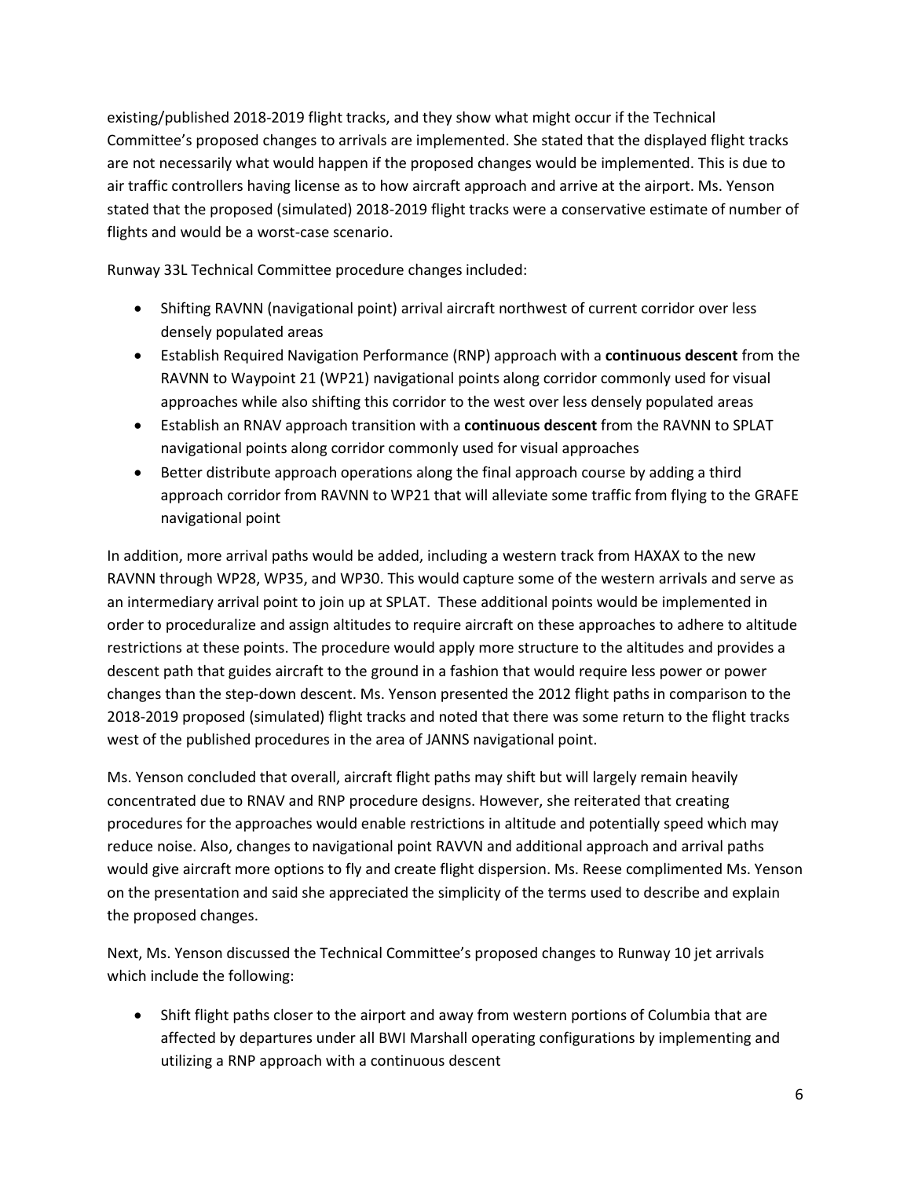existing/published 2018-2019 flight tracks, and they show what might occur if the Technical Committee's proposed changes to arrivals are implemented. She stated that the displayed flight tracks are not necessarily what would happen if the proposed changes would be implemented. This is due to air traffic controllers having license as to how aircraft approach and arrive at the airport. Ms. Yenson stated that the proposed (simulated) 2018-2019 flight tracks were a conservative estimate of number of flights and would be a worst-case scenario.

Runway 33L Technical Committee procedure changes included:

- Shifting RAVNN (navigational point) arrival aircraft northwest of current corridor over less densely populated areas
- Establish Required Navigation Performance (RNP) approach with a **continuous descent** from the RAVNN to Waypoint 21 (WP21) navigational points along corridor commonly used for visual approaches while also shifting this corridor to the west over less densely populated areas
- Establish an RNAV approach transition with a **continuous descent** from the RAVNN to SPLAT navigational points along corridor commonly used for visual approaches
- Better distribute approach operations along the final approach course by adding a third approach corridor from RAVNN to WP21 that will alleviate some traffic from flying to the GRAFE navigational point

In addition, more arrival paths would be added, including a western track from HAXAX to the new RAVNN through WP28, WP35, and WP30. This would capture some of the western arrivals and serve as an intermediary arrival point to join up at SPLAT. These additional points would be implemented in order to proceduralize and assign altitudes to require aircraft on these approaches to adhere to altitude restrictions at these points. The procedure would apply more structure to the altitudes and provides a descent path that guides aircraft to the ground in a fashion that would require less power or power changes than the step-down descent. Ms. Yenson presented the 2012 flight paths in comparison to the 2018-2019 proposed (simulated) flight tracks and noted that there was some return to the flight tracks west of the published procedures in the area of JANNS navigational point.

Ms. Yenson concluded that overall, aircraft flight paths may shift but will largely remain heavily concentrated due to RNAV and RNP procedure designs. However, she reiterated that creating procedures for the approaches would enable restrictions in altitude and potentially speed which may reduce noise. Also, changes to navigational point RAVVN and additional approach and arrival paths would give aircraft more options to fly and create flight dispersion. Ms. Reese complimented Ms. Yenson on the presentation and said she appreciated the simplicity of the terms used to describe and explain the proposed changes.

Next, Ms. Yenson discussed the Technical Committee's proposed changes to Runway 10 jet arrivals which include the following:

- Shift flight paths closer to the airport and away from western portions of Columbia that are affected by departures under all BWI Marshall operating configurations by implementing and utilizing a RNP approach with a continuous descent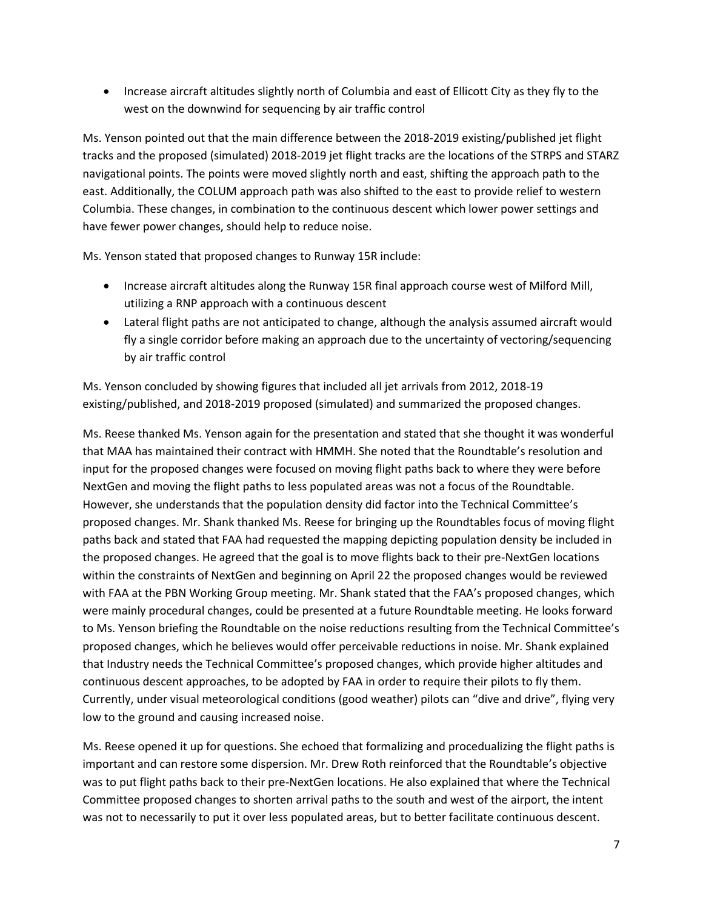- Increase aircraft altitudes slightly north of Columbia and east of Ellicott City as they fly to the west on the downwind for sequencing by air traffic control

Ms. Yenson pointed out that the main difference between the 2018-2019 existing/published jet flight tracks and the proposed (simulated) 2018-2019 jet flight tracks are the locations of the STRPS and STARZ navigational points. The points were moved slightly north and east, shifting the approach path to the east. Additionally, the COLUM approach path was also shifted to the east to provide relief to western Columbia. These changes, in combination to the continuous descent which lower power settings and have fewer power changes, should help to reduce noise.

Ms. Yenson stated that proposed changes to Runway 15R include:

- Increase aircraft altitudes along the Runway 15R final approach course west of Milford Mill, utilizing a RNP approach with a continuous descent
- Lateral flight paths are not anticipated to change, although the analysis assumed aircraft would fly a single corridor before making an approach due to the uncertainty of vectoring/sequencing by air traffic control

Ms. Yenson concluded by showing figures that included all jet arrivals from 2012, 2018-19 existing/published, and 2018-2019 proposed (simulated) and summarized the proposed changes.

Ms. Reese thanked Ms. Yenson again for the presentation and stated that she thought it was wonderful that MAA has maintained their contract with HMMH. She noted that the Roundtable's resolution and input for the proposed changes were focused on moving flight paths back to where they were before NextGen and moving the flight paths to less populated areas was not a focus of the Roundtable. However, she understands that the population density did factor into the Technical Committee's proposed changes. Mr. Shank thanked Ms. Reese for bringing up the Roundtables focus of moving flight paths back and stated that FAA had requested the mapping depicting population density be included in the proposed changes. He agreed that the goal is to move flights back to their pre-NextGen locations within the constraints of NextGen and beginning on April 22 the proposed changes would be reviewed with FAA at the PBN Working Group meeting. Mr. Shank stated that the FAA's proposed changes, which were mainly procedural changes, could be presented at a future Roundtable meeting. He looks forward to Ms. Yenson briefing the Roundtable on the noise reductions resulting from the Technical Committee's proposed changes, which he believes would offer perceivable reductions in noise. Mr. Shank explained that Industry needs the Technical Committee's proposed changes, which provide higher altitudes and continuous descent approaches, to be adopted by FAA in order to require their pilots to fly them. Currently, under visual meteorological conditions (good weather) pilots can "dive and drive", flying very low to the ground and causing increased noise.

Ms. Reese opened it up for questions. She echoed that formalizing and procedualizing the flight paths is important and can restore some dispersion. Mr. Drew Roth reinforced that the Roundtable's objective was to put flight paths back to their pre-NextGen locations. He also explained that where the Technical Committee proposed changes to shorten arrival paths to the south and west of the airport, the intent was not to necessarily to put it over less populated areas, but to better facilitate continuous descent.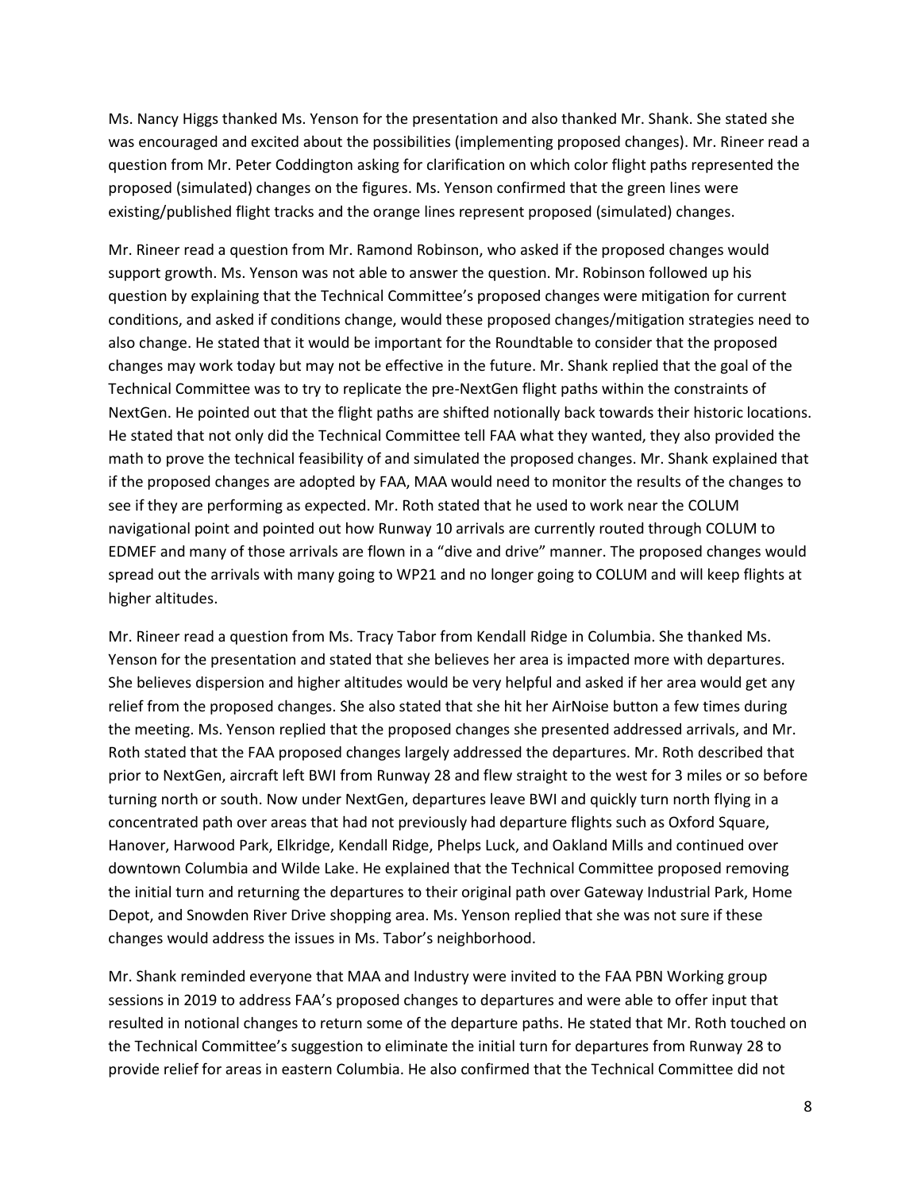Ms. Nancy Higgs thanked Ms. Yenson for the presentation and also thanked Mr. Shank. She stated she was encouraged and excited about the possibilities (implementing proposed changes). Mr. Rineer read a question from Mr. Peter Coddington asking for clarification on which color flight paths represented the proposed (simulated) changes on the figures. Ms. Yenson confirmed that the green lines were existing/published flight tracks and the orange lines represent proposed (simulated) changes.

Mr. Rineer read a question from Mr. Ramond Robinson, who asked if the proposed changes would support growth. Ms. Yenson was not able to answer the question. Mr. Robinson followed up his question by explaining that the Technical Committee's proposed changes were mitigation for current conditions, and asked if conditions change, would these proposed changes/mitigation strategies need to also change. He stated that it would be important for the Roundtable to consider that the proposed changes may work today but may not be effective in the future. Mr. Shank replied that the goal of the Technical Committee was to try to replicate the pre-NextGen flight paths within the constraints of NextGen. He pointed out that the flight paths are shifted notionally back towards their historic locations. He stated that not only did the Technical Committee tell FAA what they wanted, they also provided the math to prove the technical feasibility of and simulated the proposed changes. Mr. Shank explained that if the proposed changes are adopted by FAA, MAA would need to monitor the results of the changes to see if they are performing as expected. Mr. Roth stated that he used to work near the COLUM navigational point and pointed out how Runway 10 arrivals are currently routed through COLUM to EDMEF and many of those arrivals are flown in a "dive and drive" manner. The proposed changes would spread out the arrivals with many going to WP21 and no longer going to COLUM and will keep flights at higher altitudes.

Mr. Rineer read a question from Ms. Tracy Tabor from Kendall Ridge in Columbia. She thanked Ms. Yenson for the presentation and stated that she believes her area is impacted more with departures. She believes dispersion and higher altitudes would be very helpful and asked if her area would get any relief from the proposed changes. She also stated that she hit her AirNoise button a few times during the meeting. Ms. Yenson replied that the proposed changes she presented addressed arrivals, and Mr. Roth stated that the FAA proposed changes largely addressed the departures. Mr. Roth described that prior to NextGen, aircraft left BWI from Runway 28 and flew straight to the west for 3 miles or so before turning north or south. Now under NextGen, departures leave BWI and quickly turn north flying in a concentrated path over areas that had not previously had departure flights such as Oxford Square, Hanover, Harwood Park, Elkridge, Kendall Ridge, Phelps Luck, and Oakland Mills and continued over downtown Columbia and Wilde Lake. He explained that the Technical Committee proposed removing the initial turn and returning the departures to their original path over Gateway Industrial Park, Home Depot, and Snowden River Drive shopping area. Ms. Yenson replied that she was not sure if these changes would address the issues in Ms. Tabor's neighborhood.

Mr. Shank reminded everyone that MAA and Industry were invited to the FAA PBN Working group sessions in 2019 to address FAA's proposed changes to departures and were able to offer input that resulted in notional changes to return some of the departure paths. He stated that Mr. Roth touched on the Technical Committee's suggestion to eliminate the initial turn for departures from Runway 28 to provide relief for areas in eastern Columbia. He also confirmed that the Technical Committee did not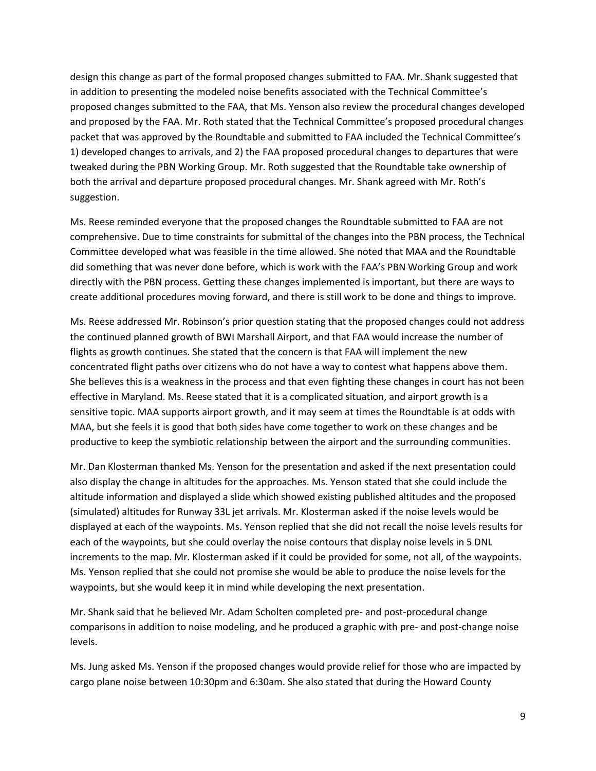design this change as part of the formal proposed changes submitted to FAA. Mr. Shank suggested that in addition to presenting the modeled noise benefits associated with the Technical Committee's proposed changes submitted to the FAA, that Ms. Yenson also review the procedural changes developed and proposed by the FAA. Mr. Roth stated that the Technical Committee's proposed procedural changes packet that was approved by the Roundtable and submitted to FAA included the Technical Committee's 1) developed changes to arrivals, and 2) the FAA proposed procedural changes to departures that were tweaked during the PBN Working Group. Mr. Roth suggested that the Roundtable take ownership of both the arrival and departure proposed procedural changes. Mr. Shank agreed with Mr. Roth's suggestion.

Ms. Reese reminded everyone that the proposed changes the Roundtable submitted to FAA are not comprehensive. Due to time constraints for submittal of the changes into the PBN process, the Technical Committee developed what was feasible in the time allowed. She noted that MAA and the Roundtable did something that was never done before, which is work with the FAA's PBN Working Group and work directly with the PBN process. Getting these changes implemented is important, but there are ways to create additional procedures moving forward, and there is still work to be done and things to improve.

Ms. Reese addressed Mr. Robinson's prior question stating that the proposed changes could not address the continued planned growth of BWI Marshall Airport, and that FAA would increase the number of flights as growth continues. She stated that the concern is that FAA will implement the new concentrated flight paths over citizens who do not have a way to contest what happens above them. She believes this is a weakness in the process and that even fighting these changes in court has not been effective in Maryland. Ms. Reese stated that it is a complicated situation, and airport growth is a sensitive topic. MAA supports airport growth, and it may seem at times the Roundtable is at odds with MAA, but she feels it is good that both sides have come together to work on these changes and be productive to keep the symbiotic relationship between the airport and the surrounding communities.

Mr. Dan Klosterman thanked Ms. Yenson for the presentation and asked if the next presentation could also display the change in altitudes for the approaches. Ms. Yenson stated that she could include the altitude information and displayed a slide which showed existing published altitudes and the proposed (simulated) altitudes for Runway 33L jet arrivals. Mr. Klosterman asked if the noise levels would be displayed at each of the waypoints. Ms. Yenson replied that she did not recall the noise levels results for each of the waypoints, but she could overlay the noise contours that display noise levels in 5 DNL increments to the map. Mr. Klosterman asked if it could be provided for some, not all, of the waypoints. Ms. Yenson replied that she could not promise she would be able to produce the noise levels for the waypoints, but she would keep it in mind while developing the next presentation.

Mr. Shank said that he believed Mr. Adam Scholten completed pre- and post-procedural change comparisons in addition to noise modeling, and he produced a graphic with pre- and post-change noise levels.

Ms. Jung asked Ms. Yenson if the proposed changes would provide relief for those who are impacted by cargo plane noise between 10:30pm and 6:30am. She also stated that during the Howard County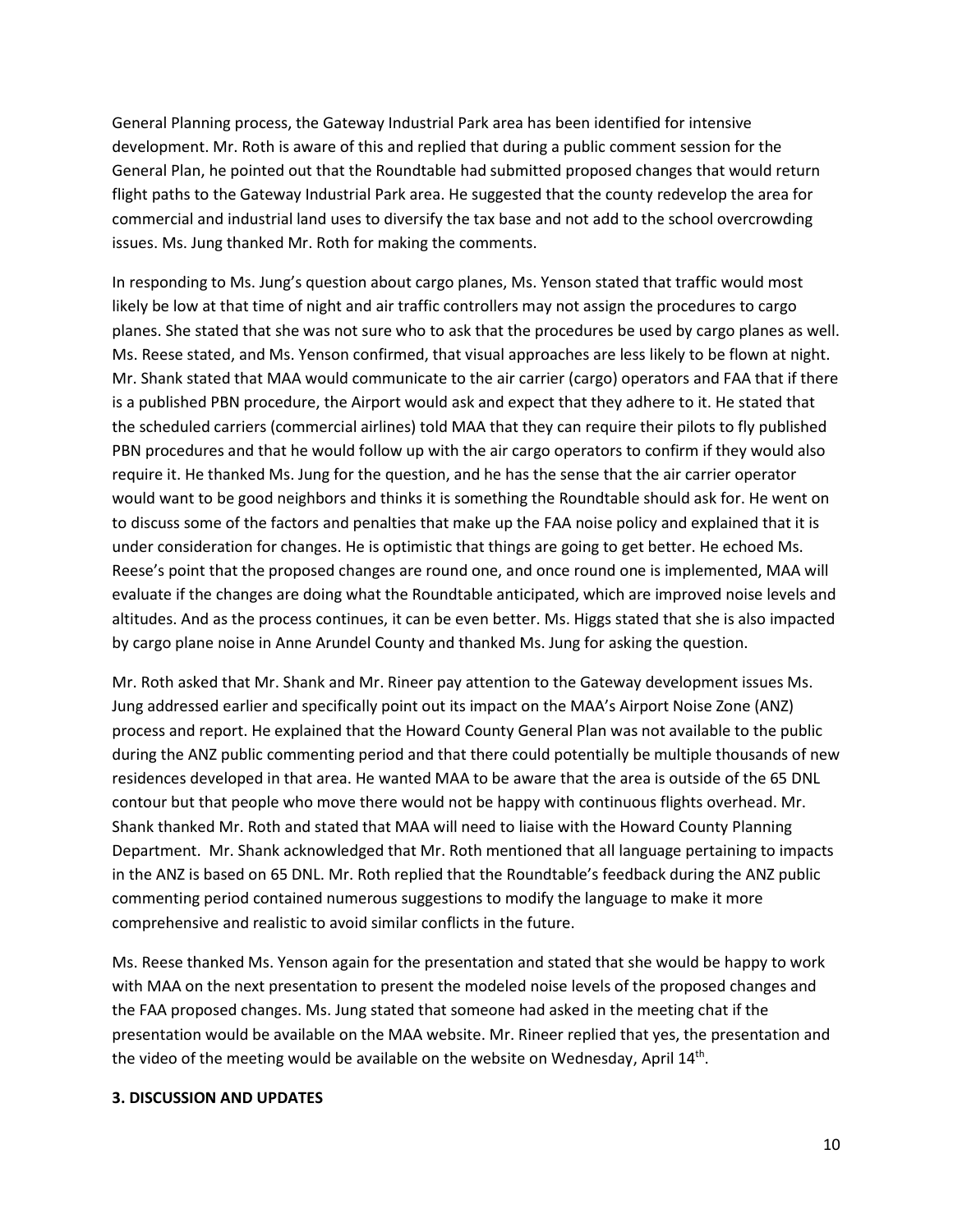General Planning process, the Gateway Industrial Park area has been identified for intensive development. Mr. Roth is aware of this and replied that during a public comment session for the General Plan, he pointed out that the Roundtable had submitted proposed changes that would return flight paths to the Gateway Industrial Park area. He suggested that the county redevelop the area for commercial and industrial land uses to diversify the tax base and not add to the school overcrowding issues. Ms. Jung thanked Mr. Roth for making the comments.

In responding to Ms. Jung's question about cargo planes, Ms. Yenson stated that traffic would most likely be low at that time of night and air traffic controllers may not assign the procedures to cargo planes. She stated that she was not sure who to ask that the procedures be used by cargo planes as well. Ms. Reese stated, and Ms. Yenson confirmed, that visual approaches are less likely to be flown at night. Mr. Shank stated that MAA would communicate to the air carrier (cargo) operators and FAA that if there is a published PBN procedure, the Airport would ask and expect that they adhere to it. He stated that the scheduled carriers (commercial airlines) told MAA that they can require their pilots to fly published PBN procedures and that he would follow up with the air cargo operators to confirm if they would also require it. He thanked Ms. Jung for the question, and he has the sense that the air carrier operator would want to be good neighbors and thinks it is something the Roundtable should ask for. He went on to discuss some of the factors and penalties that make up the FAA noise policy and explained that it is under consideration for changes. He is optimistic that things are going to get better. He echoed Ms. Reese's point that the proposed changes are round one, and once round one is implemented, MAA will evaluate if the changes are doing what the Roundtable anticipated, which are improved noise levels and altitudes. And as the process continues, it can be even better. Ms. Higgs stated that she is also impacted by cargo plane noise in Anne Arundel County and thanked Ms. Jung for asking the question.

Mr. Roth asked that Mr. Shank and Mr. Rineer pay attention to the Gateway development issues Ms. Jung addressed earlier and specifically point out its impact on the MAA's Airport Noise Zone (ANZ) process and report. He explained that the Howard County General Plan was not available to the public during the ANZ public commenting period and that there could potentially be multiple thousands of new residences developed in that area. He wanted MAA to be aware that the area is outside of the 65 DNL contour but that people who move there would not be happy with continuous flights overhead. Mr. Shank thanked Mr. Roth and stated that MAA will need to liaise with the Howard County Planning Department. Mr. Shank acknowledged that Mr. Roth mentioned that all language pertaining to impacts in the ANZ is based on 65 DNL. Mr. Roth replied that the Roundtable's feedback during the ANZ public commenting period contained numerous suggestions to modify the language to make it more comprehensive and realistic to avoid similar conflicts in the future.

Ms. Reese thanked Ms. Yenson again for the presentation and stated that she would be happy to work with MAA on the next presentation to present the modeled noise levels of the proposed changes and the FAA proposed changes. Ms. Jung stated that someone had asked in the meeting chat if the presentation would be available on the MAA website. Mr. Rineer replied that yes, the presentation and the video of the meeting would be available on the website on Wednesday, April 14th.

**3. DISCUSSION AND UPDATES**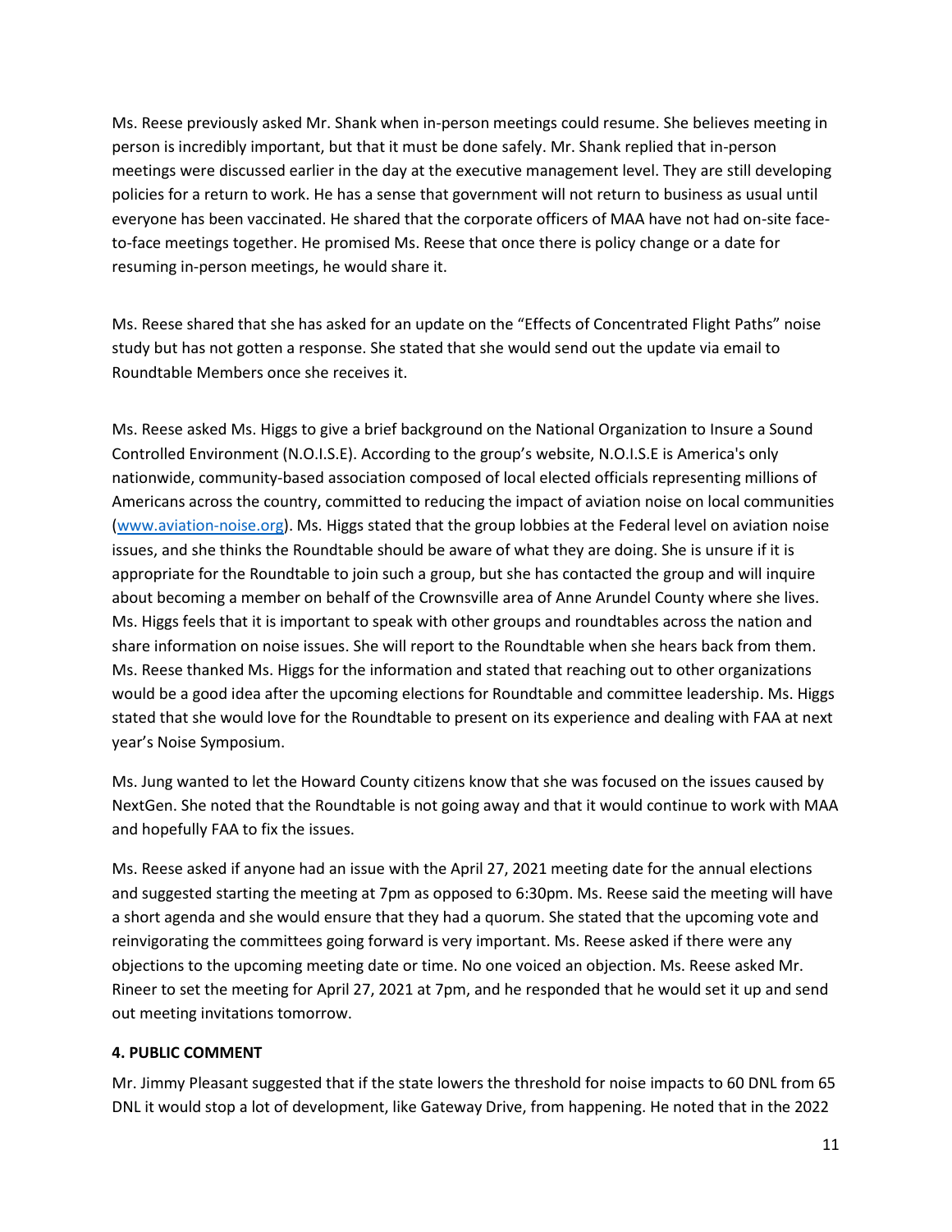Ms. Reese previously asked Mr. Shank when in-person meetings could resume. She believes meeting in person is incredibly important, but that it must be done safely. Mr. Shank replied that in-person meetings were discussed earlier in the day at the executive management level. They are still developing policies for a return to work. He has a sense that government will not return to business as usual until everyone has been vaccinated. He shared that the corporate officers of MAA have not had on-site face-to-face meetings together. He promised Ms. Reese that once there is policy change or a date for resuming in-person meetings, he would share it.

Ms. Reese shared that she has asked for an update on the "Effects of Concentrated Flight Paths" noise study but has not gotten a response. She stated that she would send out the update via email to Roundtable Members once she receives it.

Ms. Reese asked Ms. Higgs to give a brief background on the National Organization to Insure a Sound Controlled Environment (N.O.I.S.E). According to the group's website, N.O.I.S.E is America's only nationwide, community-based association composed of local elected officials representing millions of Americans across the country, committed to reducing the impact of aviation noise on local communities ([www.aviation-noise.org](www.aviation-noise.org)). Ms. Higgs stated that the group lobbies at the Federal level on aviation noise issues, and she thinks the Roundtable should be aware of what they are doing. She is unsure if it is appropriate for the Roundtable to join such a group, but she has contacted the group and will inquire about becoming a member on behalf of the Crownsville area of Anne Arundel County where she lives. Ms. Higgs feels that it is important to speak with other groups and roundtables across the nation and share information on noise issues. She will report to the Roundtable when she hears back from them. Ms. Reese thanked Ms. Higgs for the information and stated that reaching out to other organizations would be a good idea after the upcoming elections for Roundtable and committee leadership. Ms. Higgs stated that she would love for the Roundtable to present on its experience and dealing with FAA at next year's Noise Symposium.

Ms. Jung wanted to let the Howard County citizens know that she was focused on the issues caused by NextGen. She noted that the Roundtable is not going away and that it would continue to work with MAA and hopefully FAA to fix the issues.

Ms. Reese asked if anyone had an issue with the April 27, 2021 meeting date for the annual elections and suggested starting the meeting at 7pm as opposed to 6:30pm. Ms. Reese said the meeting will have a short agenda and she would ensure that they had a quorum. She stated that the upcoming vote and reinvigorating the committees going forward is very important. Ms. Reese asked if there were any objections to the upcoming meeting date or time. No one voiced an objection. Ms. Reese asked Mr. Rineer to set the meeting for April 27, 2021 at 7pm, and he responded that he would set it up and send out meeting invitations tomorrow.

**4. PUBLIC COMMENT**

Mr. Jimmy Pleasant suggested that if the state lowers the threshold for noise impacts to 60 DNL from 65 DNL it would stop a lot of development, like Gateway Drive, from happening. He noted that in the 2022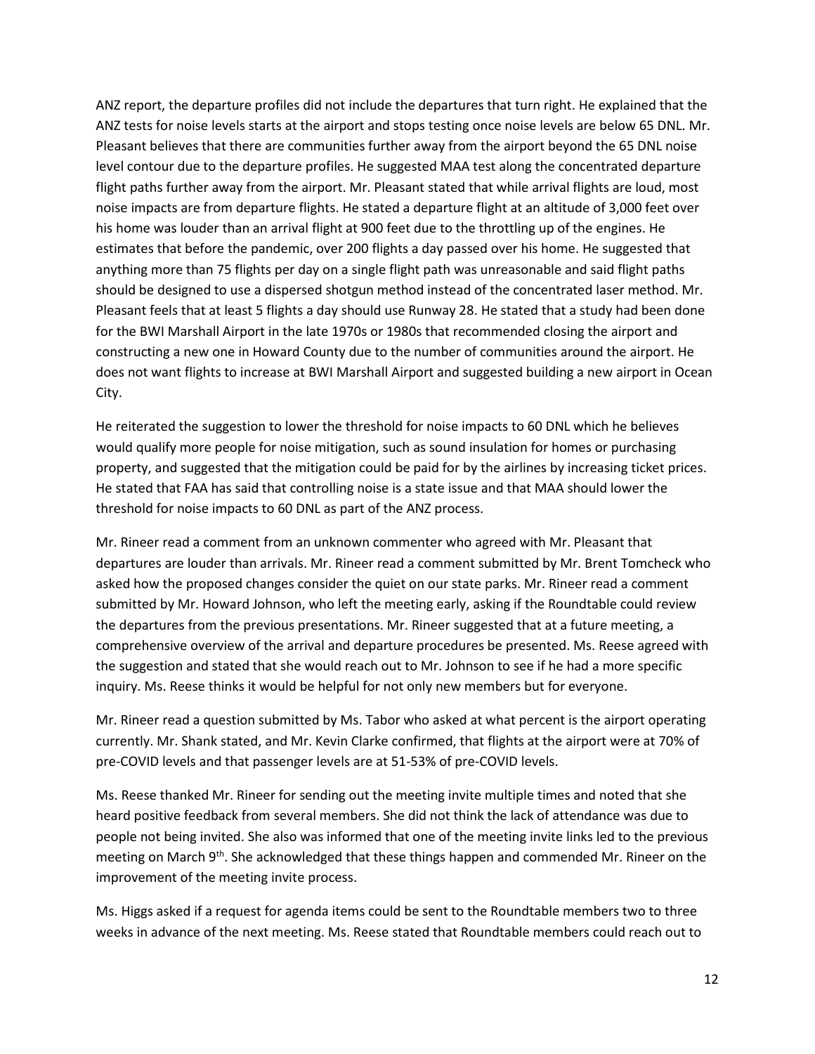ANZ report, the departure profiles did not include the departures that turn right. He explained that the ANZ tests for noise levels starts at the airport and stops testing once noise levels are below 65 DNL. Mr. Pleasant believes that there are communities further away from the airport beyond the 65 DNL noise level contour due to the departure profiles. He suggested MAA test along the concentrated departure flight paths further away from the airport. Mr. Pleasant stated that while arrival flights are loud, most noise impacts are from departure flights. He stated a departure flight at an altitude of 3,000 feet over his home was louder than an arrival flight at 900 feet due to the throttling up of the engines. He estimates that before the pandemic, over 200 flights a day passed over his home. He suggested that anything more than 75 flights per day on a single flight path was unreasonable and said flight paths should be designed to use a dispersed shotgun method instead of the concentrated laser method. Mr. Pleasant feels that at least 5 flights a day should use Runway 28. He stated that a study had been done for the BWI Marshall Airport in the late 1970s or 1980s that recommended closing the airport and constructing a new one in Howard County due to the number of communities around the airport. He does not want flights to increase at BWI Marshall Airport and suggested building a new airport in Ocean City.

He reiterated the suggestion to lower the threshold for noise impacts to 60 DNL which he believes would qualify more people for noise mitigation, such as sound insulation for homes or purchasing property, and suggested that the mitigation could be paid for by the airlines by increasing ticket prices. He stated that FAA has said that controlling noise is a state issue and that MAA should lower the threshold for noise impacts to 60 DNL as part of the ANZ process.

Mr. Rineer read a comment from an unknown commenter who agreed with Mr. Pleasant that departures are louder than arrivals. Mr. Rineer read a comment submitted by Mr. Brent Tomcheck who asked how the proposed changes consider the quiet on our state parks. Mr. Rineer read a comment submitted by Mr. Howard Johnson, who left the meeting early, asking if the Roundtable could review the departures from the previous presentations. Mr. Rineer suggested that at a future meeting, a comprehensive overview of the arrival and departure procedures be presented. Ms. Reese agreed with the suggestion and stated that she would reach out to Mr. Johnson to see if he had a more specific inquiry. Ms. Reese thinks it would be helpful for not only new members but for everyone.

Mr. Rineer read a question submitted by Ms. Tabor who asked at what percent is the airport operating currently. Mr. Shank stated, and Mr. Kevin Clarke confirmed, that flights at the airport were at 70% of pre-COVID levels and that passenger levels are at 51-53% of pre-COVID levels.

Ms. Reese thanked Mr. Rineer for sending out the meeting invite multiple times and noted that she heard positive feedback from several members. She did not think the lack of attendance was due to people not being invited. She also was informed that one of the meeting invite links led to the previous meeting on March 9th. She acknowledged that these things happen and commended Mr. Rineer on the improvement of the meeting invite process.

Ms. Higgs asked if a request for agenda items could be sent to the Roundtable members two to three weeks in advance of the next meeting. Ms. Reese stated that Roundtable members could reach out to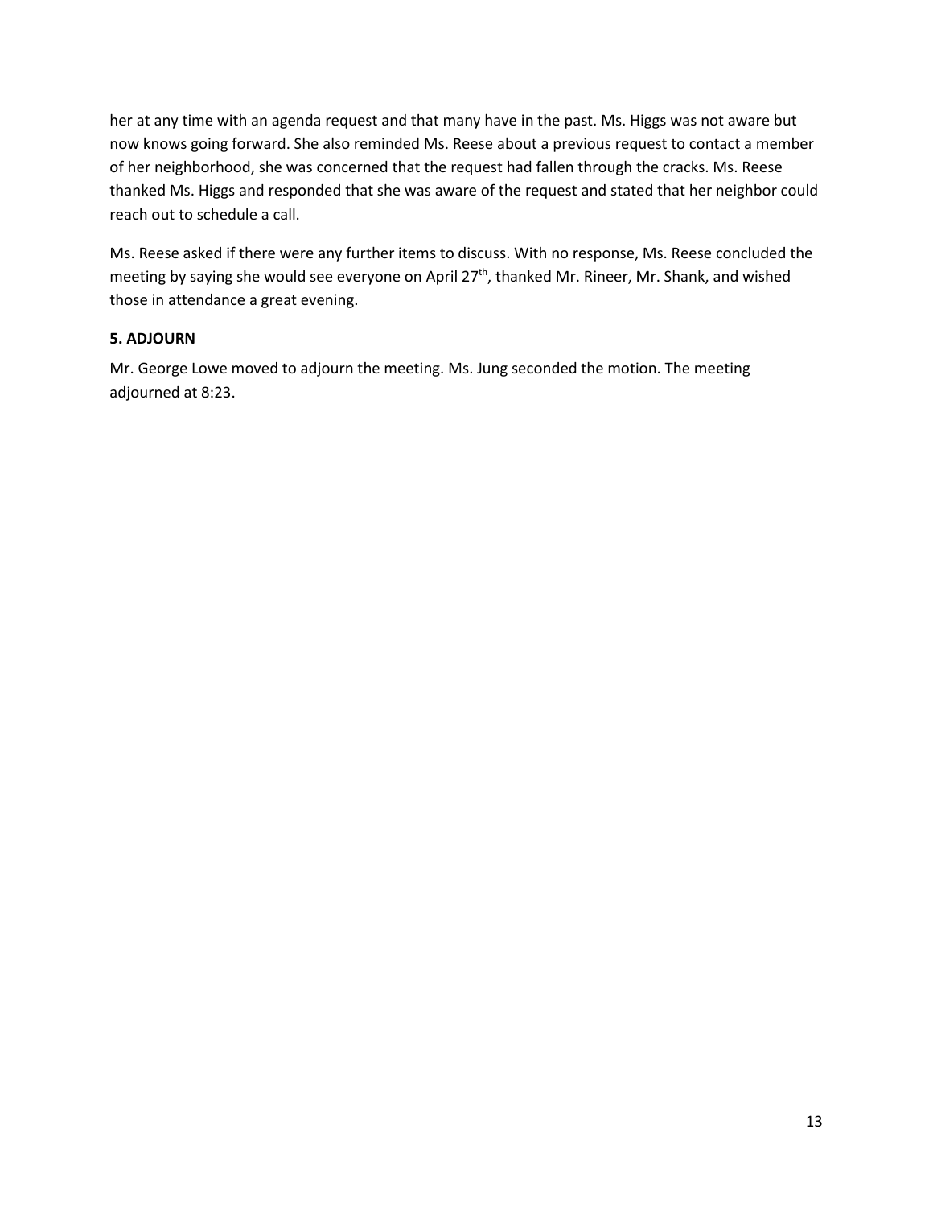her at any time with an agenda request and that many have in the past. Ms. Higgs was not aware but now knows going forward. She also reminded Ms. Reese about a previous request to contact a member of her neighborhood, she was concerned that the request had fallen through the cracks. Ms. Reese thanked Ms. Higgs and responded that she was aware of the request and stated that her neighbor could reach out to schedule a call.

Ms. Reese asked if there were any further items to discuss. With no response, Ms. Reese concluded the meeting by saying she would see everyone on April 27th, thanked Mr. Rineer, Mr. Shank, and wished those in attendance a great evening.

**5. ADJOURN**

Mr. George Lowe moved to adjourn the meeting. Ms. Jung seconded the motion. The meeting adjourned at 8:23.